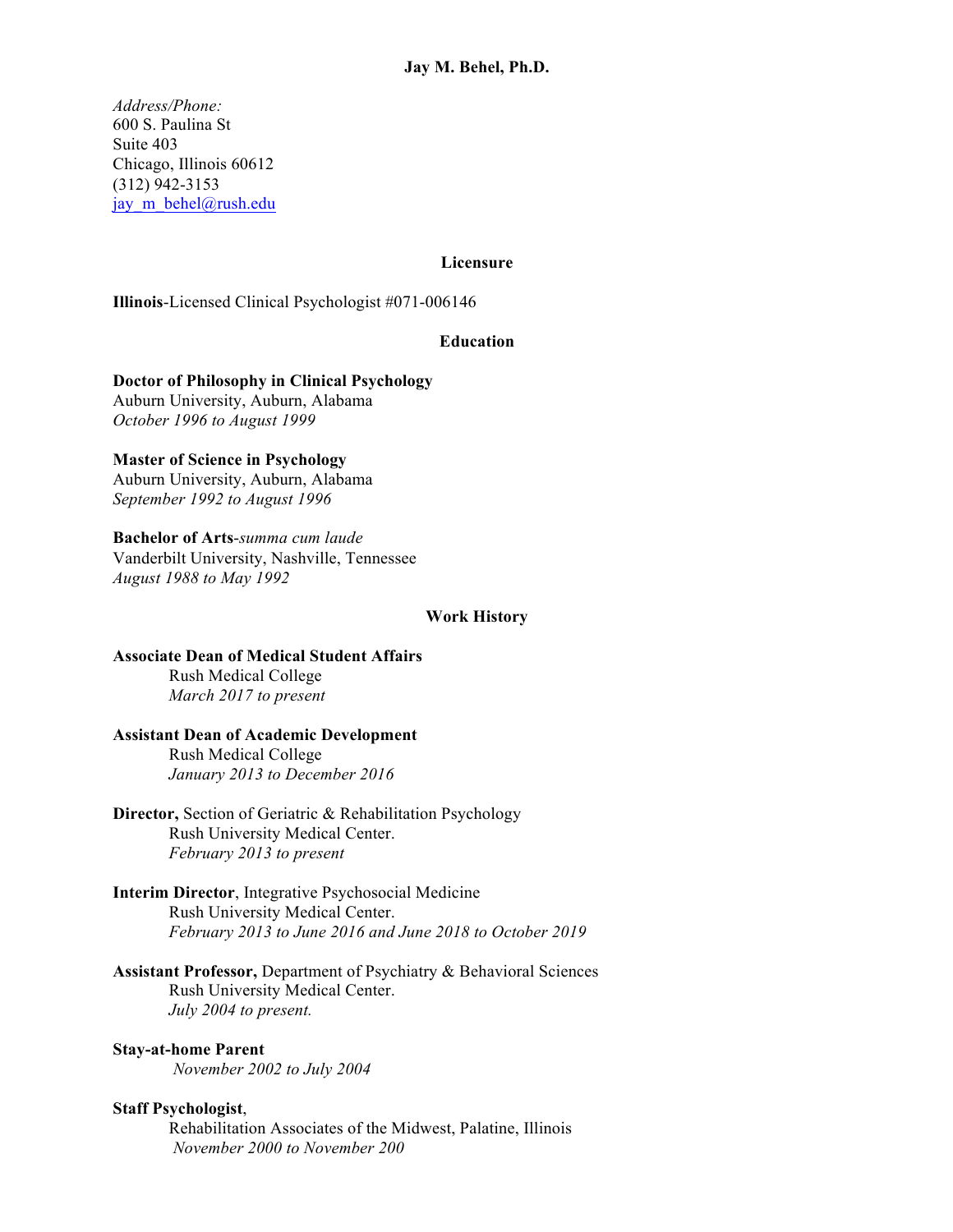# Jay M. Behel, Ph.D.

*Address/Phone:*
600 S. Paulina St
Suite 403
Chicago, Illinois 60612
(312) 942-3153
jay_m_behel@rush.edu

## Licensure

**Illinois**-Licensed Clinical Psychologist #071-006146

## Education

**Doctor of Philosophy in Clinical Psychology**
Auburn University, Auburn, Alabama
*October 1996 to August 1999*

**Master of Science in Psychology**
Auburn University, Auburn, Alabama
*September 1992 to August 1996*

**Bachelor of Arts**-*summa cum laude*
Vanderbilt University, Nashville, Tennessee
*August 1988 to May 1992*

## Work History

**Associate Dean of Medical Student Affairs**
Rush Medical College
*March 2017 to present*

**Assistant Dean of Academic Development**
Rush Medical College
*January 2013 to December 2016*

**Director,** Section of Geriatric & Rehabilitation Psychology
Rush University Medical Center.
*February 2013 to present*

**Interim Director**, Integrative Psychosocial Medicine
Rush University Medical Center.
*February 2013 to June 2016 and June 2018 to October 2019*

**Assistant Professor,** Department of Psychiatry & Behavioral Sciences
Rush University Medical Center.
*July 2004 to present.*

**Stay-at-home Parent**
*November 2002 to July 2004*

**Staff Psychologist**,
Rehabilitation Associates of the Midwest, Palatine, Illinois
*November 2000 to November 200*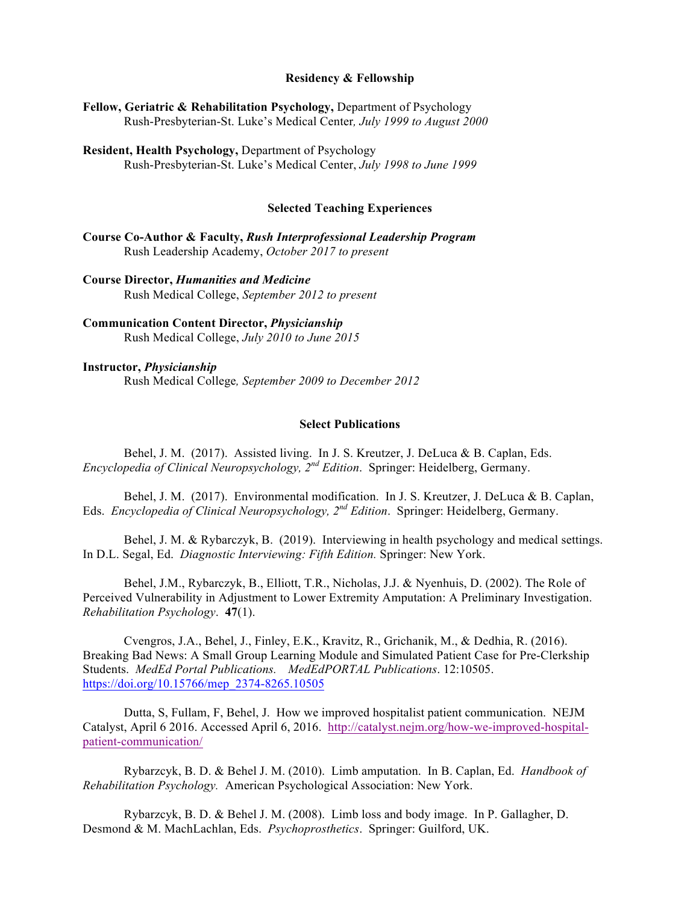## Residency & Fellowship

**Fellow, Geriatric & Rehabilitation Psychology,** Department of Psychology
Rush-Presbyterian-St. Luke's Medical Center*, July 1999 to August 2000*

**Resident, Health Psychology,** Department of Psychology
Rush-Presbyterian-St. Luke's Medical Center, *July 1998 to June 1999*

## Selected Teaching Experiences

**Course Co-Author & Faculty, *Rush Interprofessional Leadership Program***
Rush Leadership Academy, *October 2017 to present*

**Course Director, *Humanities and Medicine***
Rush Medical College, *September 2012 to present*

**Communication Content Director, *Physicianship***
Rush Medical College, *July 2010 to June 2015*

**Instructor, *Physicianship***
Rush Medical College*, September 2009 to December 2012*

## Select Publications

Behel, J. M. (2017). Assisted living. In J. S. Kreutzer, J. DeLuca & B. Caplan, Eds. *Encyclopedia of Clinical Neuropsychology, 2nd Edition*. Springer: Heidelberg, Germany.

Behel, J. M. (2017). Environmental modification. In J. S. Kreutzer, J. DeLuca & B. Caplan, Eds. *Encyclopedia of Clinical Neuropsychology, 2nd Edition*. Springer: Heidelberg, Germany.

Behel, J. M. & Rybarczyk, B. (2019). Interviewing in health psychology and medical settings. In D.L. Segal, Ed. *Diagnostic Interviewing: Fifth Edition.* Springer: New York.

Behel, J.M., Rybarczyk, B., Elliott, T.R., Nicholas, J.J. & Nyenhuis, D. (2002). The Role of Perceived Vulnerability in Adjustment to Lower Extremity Amputation: A Preliminary Investigation. *Rehabilitation Psychology*. **47**(1).

Cvengros, J.A., Behel, J., Finley, E.K., Kravitz, R., Grichanik, M., & Dedhia, R. (2016). Breaking Bad News: A Small Group Learning Module and Simulated Patient Case for Pre-Clerkship Students. *MedEd Portal Publications. MedEdPORTAL Publications*. 12:10505. https://doi.org/10.15766/mep_2374-8265.10505

Dutta, S, Fullam, F, Behel, J. How we improved hospitalist patient communication. NEJM Catalyst, April 6 2016. Accessed April 6, 2016. http://catalyst.nejm.org/how-we-improved-hospital-patient-communication/

Rybarczyk, B. D. & Behel J. M. (2010). Limb amputation. In B. Caplan, Ed. *Handbook of Rehabilitation Psychology.* American Psychological Association: New York.

Rybarczyk, B. D. & Behel J. M. (2008). Limb loss and body image. In P. Gallagher, D. Desmond & M. MachLachlan, Eds. *Psychoprosthetics*. Springer: Guilford, UK.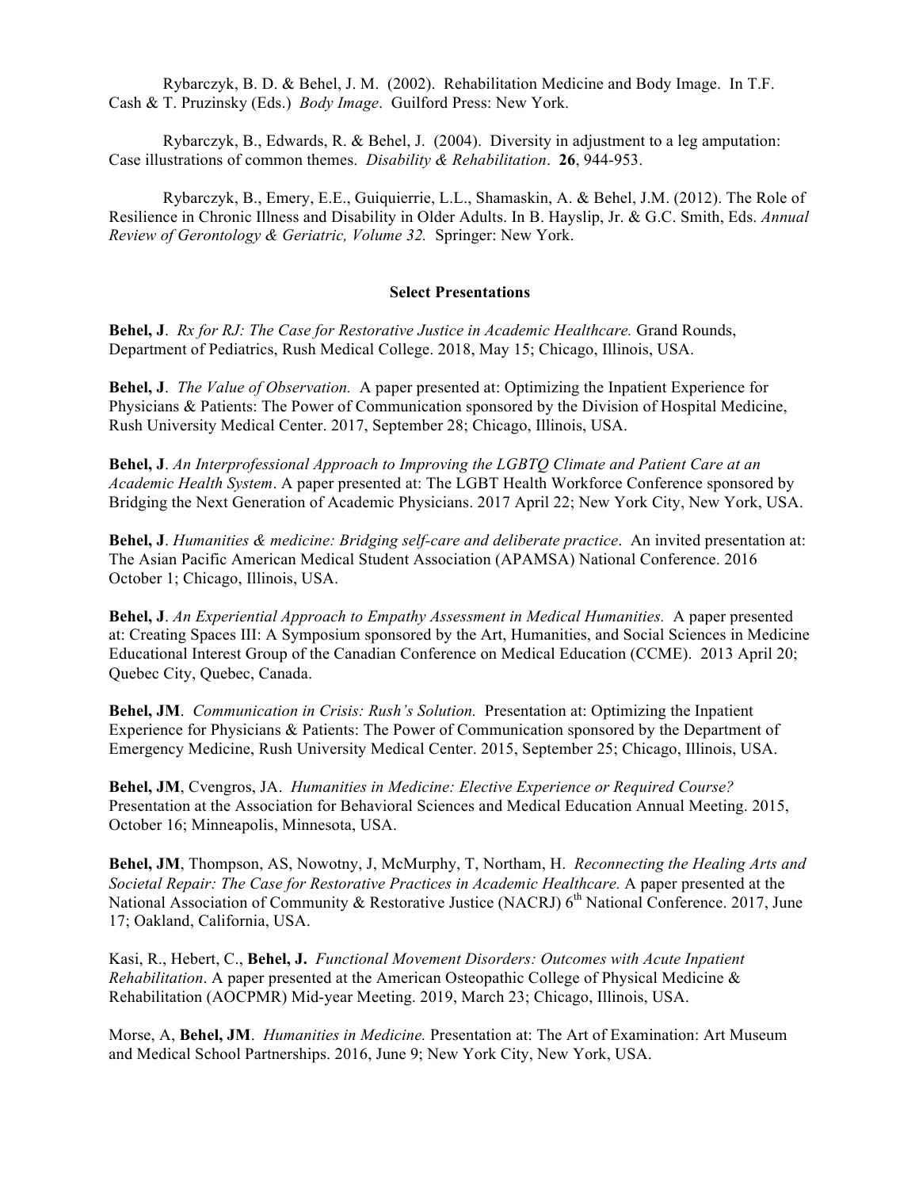Rybarczyk, B. D. & Behel, J. M. (2002). Rehabilitation Medicine and Body Image. In T.F. Cash & T. Pruzinsky (Eds.) *Body Image*. Guilford Press: New York.

Rybarczyk, B., Edwards, R. & Behel, J. (2004). Diversity in adjustment to a leg amputation: Case illustrations of common themes. *Disability & Rehabilitation*. **26**, 944-953.

Rybarczyk, B., Emery, E.E., Guiquierrie, L.L., Shamaskin, A. & Behel, J.M. (2012). The Role of Resilience in Chronic Illness and Disability in Older Adults. In B. Hayslip, Jr. & G.C. Smith, Eds. *Annual Review of Gerontology & Geriatric, Volume 32.* Springer: New York.

## Select Presentations

**Behel, J**. *Rx for RJ: The Case for Restorative Justice in Academic Healthcare.* Grand Rounds, Department of Pediatrics, Rush Medical College. 2018, May 15; Chicago, Illinois, USA.

**Behel, J**. *The Value of Observation.* A paper presented at: Optimizing the Inpatient Experience for Physicians & Patients: The Power of Communication sponsored by the Division of Hospital Medicine, Rush University Medical Center. 2017, September 28; Chicago, Illinois, USA.

**Behel, J**. *An Interprofessional Approach to Improving the LGBTQ Climate and Patient Care at an Academic Health System*. A paper presented at: The LGBT Health Workforce Conference sponsored by Bridging the Next Generation of Academic Physicians. 2017 April 22; New York City, New York, USA.

**Behel, J**. *Humanities & medicine: Bridging self-care and deliberate practice*. An invited presentation at: The Asian Pacific American Medical Student Association (APAMSA) National Conference. 2016 October 1; Chicago, Illinois, USA.

**Behel, J**. *An Experiential Approach to Empathy Assessment in Medical Humanities.* A paper presented at: Creating Spaces III: A Symposium sponsored by the Art, Humanities, and Social Sciences in Medicine Educational Interest Group of the Canadian Conference on Medical Education (CCME). 2013 April 20; Quebec City, Quebec, Canada.

**Behel, JM**. *Communication in Crisis: Rush's Solution.* Presentation at: Optimizing the Inpatient Experience for Physicians & Patients: The Power of Communication sponsored by the Department of Emergency Medicine, Rush University Medical Center. 2015, September 25; Chicago, Illinois, USA.

**Behel, JM**, Cvengros, JA. *Humanities in Medicine: Elective Experience or Required Course?* Presentation at the Association for Behavioral Sciences and Medical Education Annual Meeting. 2015, October 16; Minneapolis, Minnesota, USA.

**Behel, JM**, Thompson, AS, Nowotny, J, McMurphy, T, Northam, H. *Reconnecting the Healing Arts and Societal Repair: The Case for Restorative Practices in Academic Healthcare.* A paper presented at the National Association of Community & Restorative Justice (NACRJ) 6th National Conference. 2017, June 17; Oakland, California, USA.

Kasi, R., Hebert, C., **Behel, J.** *Functional Movement Disorders: Outcomes with Acute Inpatient Rehabilitation*. A paper presented at the American Osteopathic College of Physical Medicine & Rehabilitation (AOCPMR) Mid-year Meeting. 2019, March 23; Chicago, Illinois, USA.

Morse, A, **Behel, JM**. *Humanities in Medicine.* Presentation at: The Art of Examination: Art Museum and Medical School Partnerships. 2016, June 9; New York City, New York, USA.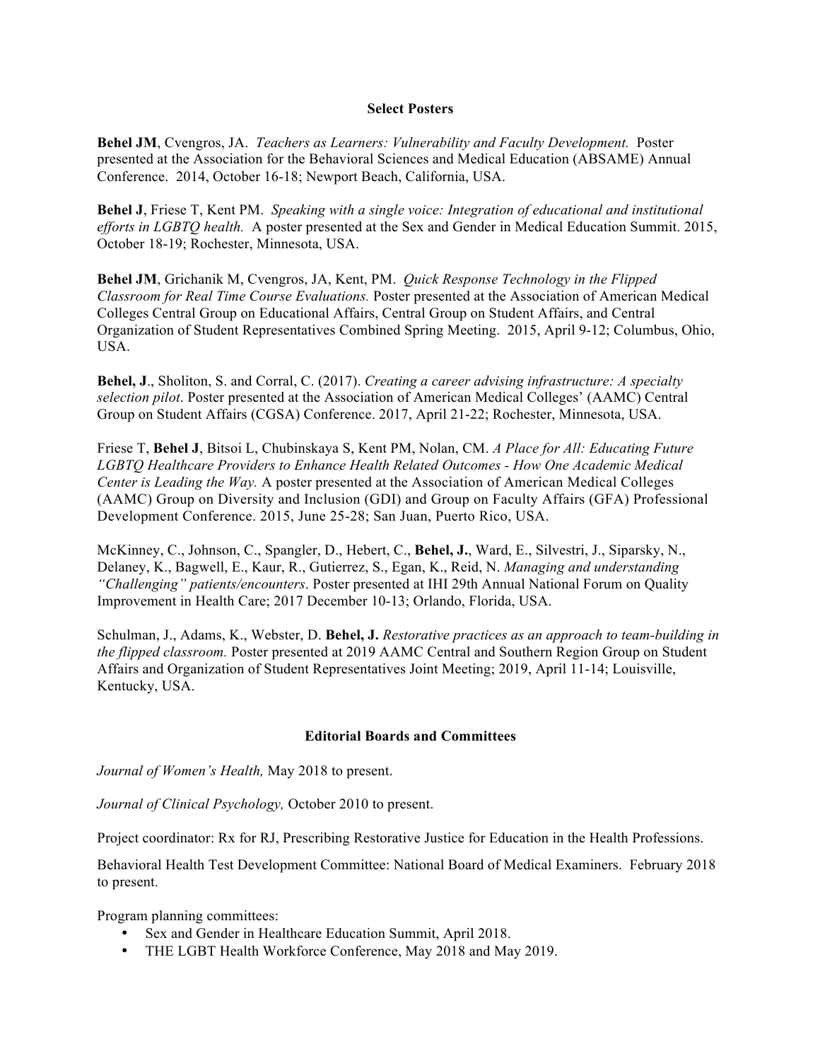## Select Posters

**Behel JM**, Cvengros, JA. *Teachers as Learners: Vulnerability and Faculty Development.* Poster presented at the Association for the Behavioral Sciences and Medical Education (ABSAME) Annual Conference. 2014, October 16-18; Newport Beach, California, USA.

**Behel J**, Friese T, Kent PM. *Speaking with a single voice: Integration of educational and institutional efforts in LGBTQ health.* A poster presented at the Sex and Gender in Medical Education Summit. 2015, October 18-19; Rochester, Minnesota, USA.

**Behel JM**, Grichanik M, Cvengros, JA, Kent, PM. *Quick Response Technology in the Flipped Classroom for Real Time Course Evaluations.* Poster presented at the Association of American Medical Colleges Central Group on Educational Affairs, Central Group on Student Affairs, and Central Organization of Student Representatives Combined Spring Meeting. 2015, April 9-12; Columbus, Ohio, USA.

**Behel, J**., Sholiton, S. and Corral, C. (2017). *Creating a career advising infrastructure: A specialty selection pilot*. Poster presented at the Association of American Medical Colleges' (AAMC) Central Group on Student Affairs (CGSA) Conference. 2017, April 21-22; Rochester, Minnesota, USA.

Friese T, **Behel J**, Bitsoi L, Chubinskaya S, Kent PM, Nolan, CM. *A Place for All: Educating Future LGBTQ Healthcare Providers to Enhance Health Related Outcomes - How One Academic Medical Center is Leading the Way.* A poster presented at the Association of American Medical Colleges (AAMC) Group on Diversity and Inclusion (GDI) and Group on Faculty Affairs (GFA) Professional Development Conference. 2015, June 25-28; San Juan, Puerto Rico, USA.

McKinney, C., Johnson, C., Spangler, D., Hebert, C., **Behel, J.**, Ward, E., Silvestri, J., Siparsky, N., Delaney, K., Bagwell, E., Kaur, R., Gutierrez, S., Egan, K., Reid, N. *Managing and understanding "Challenging" patients/encounters*. Poster presented at IHI 29th Annual National Forum on Quality Improvement in Health Care; 2017 December 10-13; Orlando, Florida, USA.

Schulman, J., Adams, K., Webster, D. **Behel, J.** *Restorative practices as an approach to team-building in the flipped classroom.* Poster presented at 2019 AAMC Central and Southern Region Group on Student Affairs and Organization of Student Representatives Joint Meeting; 2019, April 11-14; Louisville, Kentucky, USA.

## Editorial Boards and Committees

*Journal of Women's Health,* May 2018 to present.

*Journal of Clinical Psychology,* October 2010 to present.

Project coordinator: Rx for RJ, Prescribing Restorative Justice for Education in the Health Professions.

Behavioral Health Test Development Committee: National Board of Medical Examiners. February 2018 to present.

Program planning committees:

- Sex and Gender in Healthcare Education Summit, April 2018.
- THE LGBT Health Workforce Conference, May 2018 and May 2019.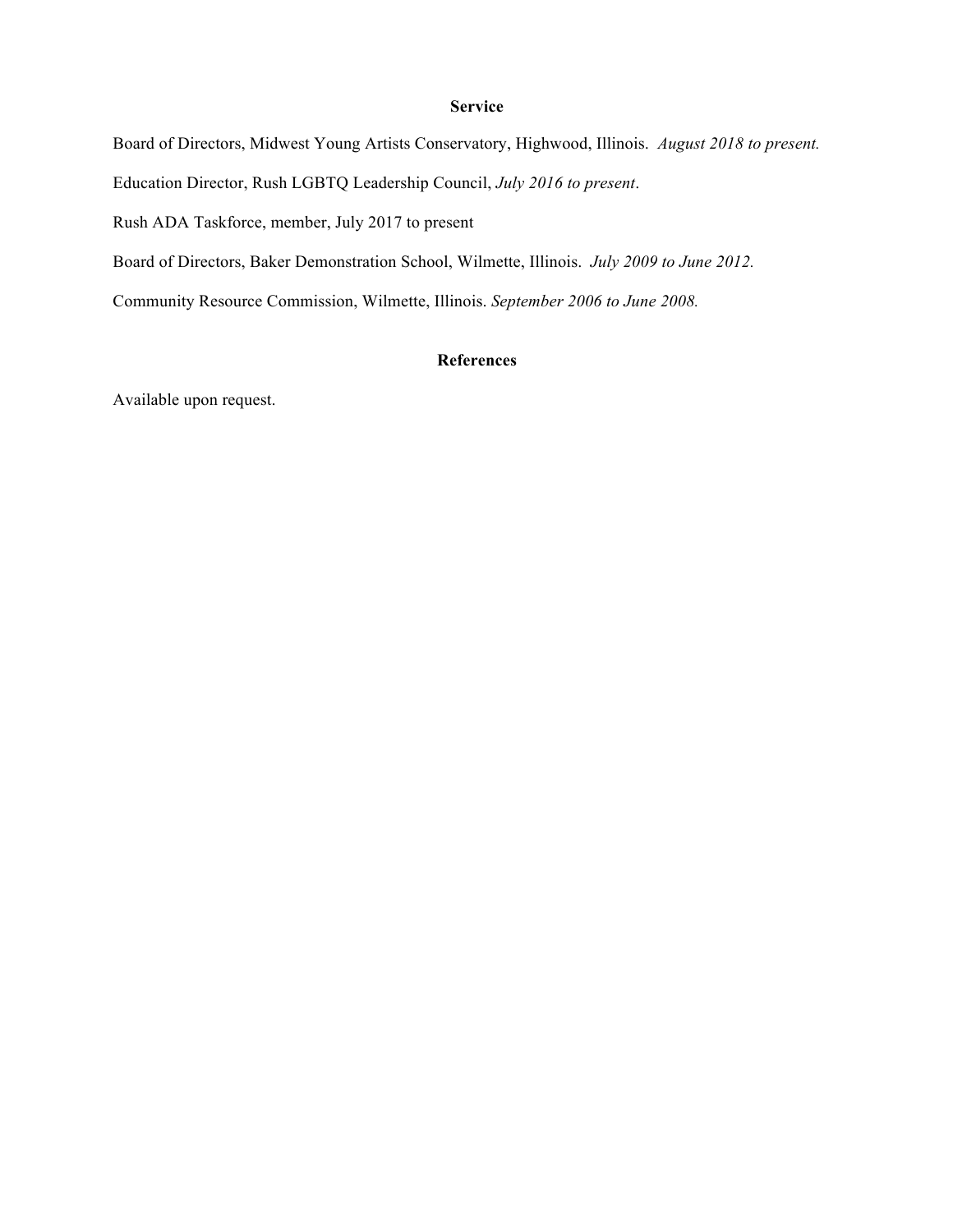## Service

Board of Directors, Midwest Young Artists Conservatory, Highwood, Illinois. *August 2018 to present.*

Education Director, Rush LGBTQ Leadership Council, *July 2016 to present*.

Rush ADA Taskforce, member, July 2017 to present

Board of Directors, Baker Demonstration School, Wilmette, Illinois. *July 2009 to June 2012.*

Community Resource Commission, Wilmette, Illinois. *September 2006 to June 2008.*

## References

Available upon request.